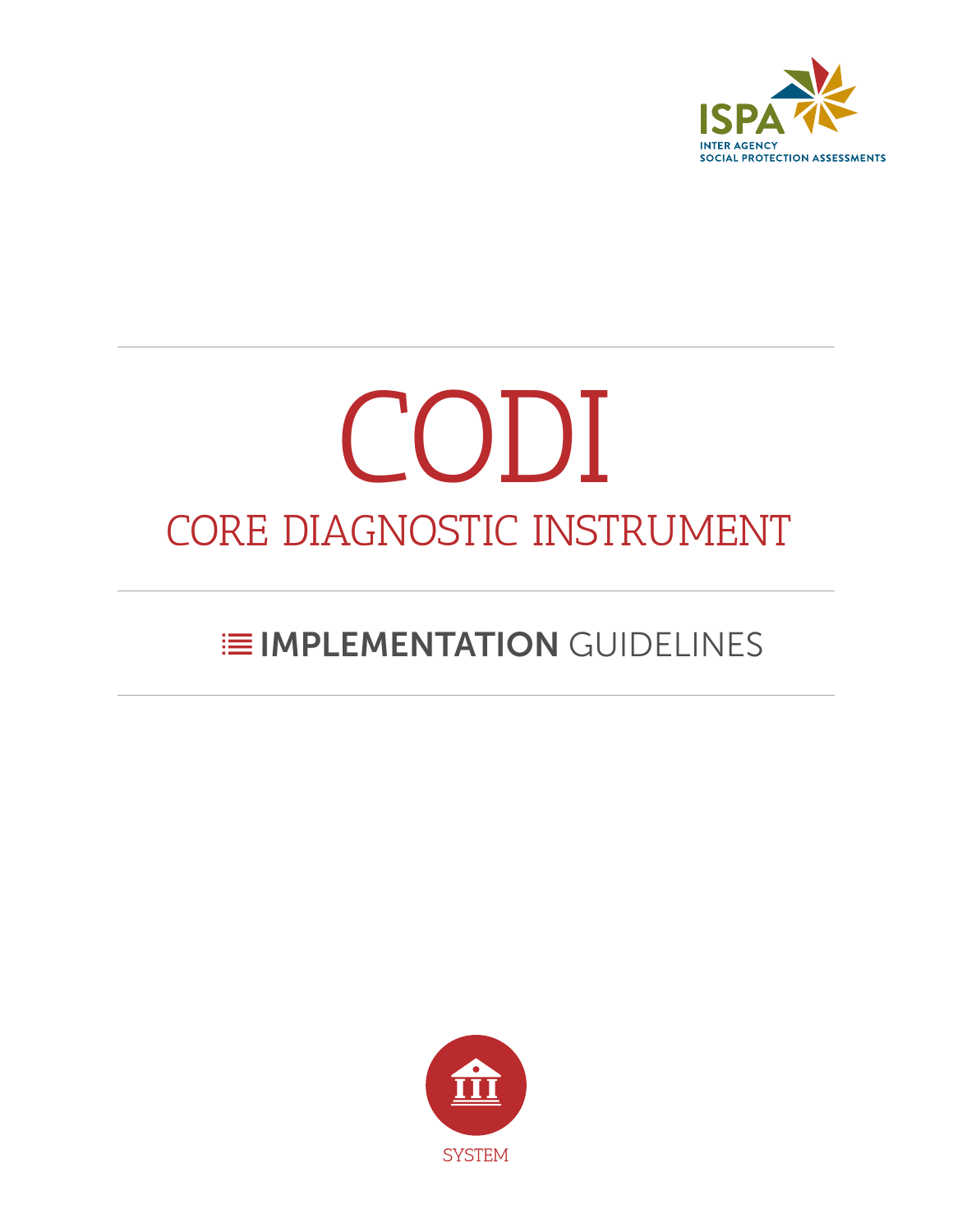ISPA

INTER AGENCY SOCIAL PROTECTION ASSESSMENTS

# CODI

## CORE DIAGNOSTIC INSTRUMENT

### IMPLEMENTATION GUIDELINES

SYSTEM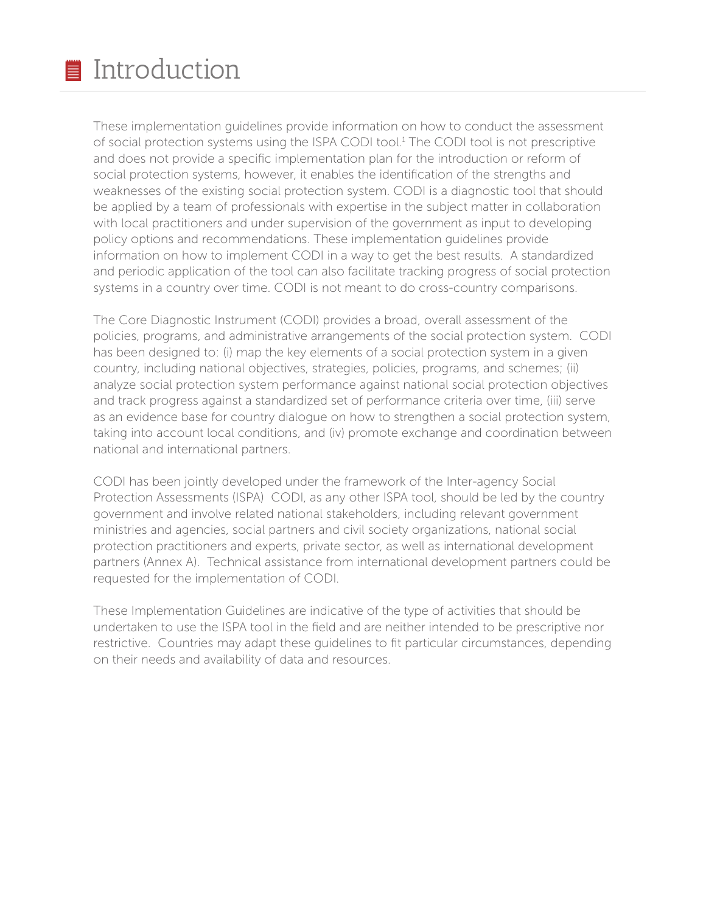# Introduction

These implementation guidelines provide information on how to conduct the assessment of social protection systems using the ISPA CODI tool.[1] The CODI tool is not prescriptive and does not provide a specific implementation plan for the introduction or reform of social protection systems, however, it enables the identification of the strengths and weaknesses of the existing social protection system. CODI is a diagnostic tool that should be applied by a team of professionals with expertise in the subject matter in collaboration with local practitioners and under supervision of the government as input to developing policy options and recommendations. These implementation guidelines provide information on how to implement CODI in a way to get the best results. A standardized and periodic application of the tool can also facilitate tracking progress of social protection systems in a country over time. CODI is not meant to do cross-country comparisons.

The Core Diagnostic Instrument (CODI) provides a broad, overall assessment of the policies, programs, and administrative arrangements of the social protection system. CODI has been designed to: (i) map the key elements of a social protection system in a given country, including national objectives, strategies, policies, programs, and schemes; (ii) analyze social protection system performance against national social protection objectives and track progress against a standardized set of performance criteria over time, (iii) serve as an evidence base for country dialogue on how to strengthen a social protection system, taking into account local conditions, and (iv) promote exchange and coordination between national and international partners.

CODI has been jointly developed under the framework of the Inter-agency Social Protection Assessments (ISPA) CODI, as any other ISPA tool, should be led by the country government and involve related national stakeholders, including relevant government ministries and agencies, social partners and civil society organizations, national social protection practitioners and experts, private sector, as well as international development partners (Annex A). Technical assistance from international development partners could be requested for the implementation of CODI.

These Implementation Guidelines are indicative of the type of activities that should be undertaken to use the ISPA tool in the field and are neither intended to be prescriptive nor restrictive. Countries may adapt these guidelines to fit particular circumstances, depending on their needs and availability of data and resources.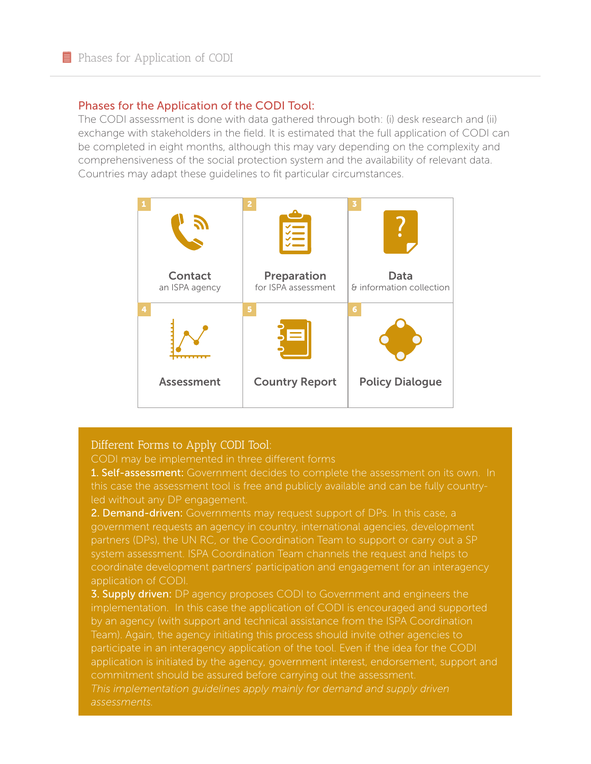## Phases for the Application of the CODI Tool:

The CODI assessment is done with data gathered through both: (i) desk research and (ii) exchange with stakeholders in the field. It is estimated that the full application of CODI can be completed in eight months, although this may vary depending on the complexity and comprehensiveness of the social protection system and the availability of relevant data. Countries may adapt these guidelines to fit particular circumstances.

1. **Contact** an ISPA agency
2. **Preparation** for ISPA assessment
3. **Data** & information collection
4. **Assessment**
5. **Country Report**
6. **Policy Dialogue**

### Different Forms to Apply CODI Tool:

CODI may be implemented in three different forms

**1. Self-assessment:** Government decides to complete the assessment on its own. In this case the assessment tool is free and publicly available and can be fully country-led without any DP engagement.

**2. Demand-driven:** Governments may request support of DPs. In this case, a government requests an agency in country, international agencies, development partners (DPs), the UN RC, or the Coordination Team to support or carry out a SP system assessment. ISPA Coordination Team channels the request and helps to coordinate development partners' participation and engagement for an interagency application of CODI.

**3. Supply driven:** DP agency proposes CODI to Government and engineers the implementation. In this case the application of CODI is encouraged and supported by an agency (with support and technical assistance from the ISPA Coordination Team). Again, the agency initiating this process should invite other agencies to participate in an interagency application of the tool. Even if the idea for the CODI application is initiated by the agency, government interest, endorsement, support and commitment should be assured before carrying out the assessment.

*This implementation guidelines apply mainly for demand and supply driven assessments.*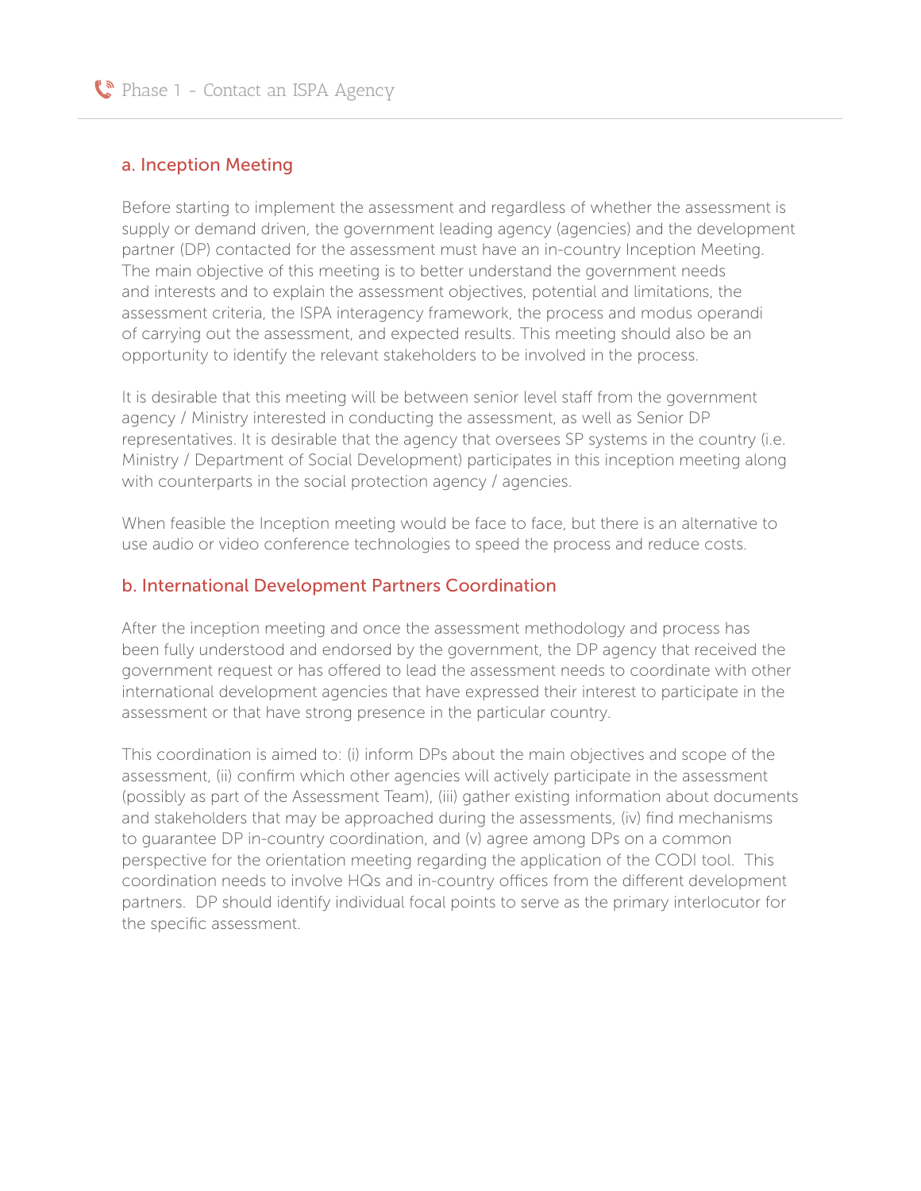## Phase 1 - Contact an ISPA Agency

### a. Inception Meeting

Before starting to implement the assessment and regardless of whether the assessment is supply or demand driven, the government leading agency (agencies) and the development partner (DP) contacted for the assessment must have an in-country Inception Meeting. The main objective of this meeting is to better understand the government needs and interests and to explain the assessment objectives, potential and limitations, the assessment criteria, the ISPA interagency framework, the process and modus operandi of carrying out the assessment, and expected results. This meeting should also be an opportunity to identify the relevant stakeholders to be involved in the process.

It is desirable that this meeting will be between senior level staff from the government agency / Ministry interested in conducting the assessment, as well as Senior DP representatives. It is desirable that the agency that oversees SP systems in the country (i.e. Ministry / Department of Social Development) participates in this inception meeting along with counterparts in the social protection agency / agencies.

When feasible the Inception meeting would be face to face, but there is an alternative to use audio or video conference technologies to speed the process and reduce costs.

### b. International Development Partners Coordination

After the inception meeting and once the assessment methodology and process has been fully understood and endorsed by the government, the DP agency that received the government request or has offered to lead the assessment needs to coordinate with other international development agencies that have expressed their interest to participate in the assessment or that have strong presence in the particular country.

This coordination is aimed to: (i) inform DPs about the main objectives and scope of the assessment, (ii) confirm which other agencies will actively participate in the assessment (possibly as part of the Assessment Team), (iii) gather existing information about documents and stakeholders that may be approached during the assessments, (iv) find mechanisms to guarantee DP in-country coordination, and (v) agree among DPs on a common perspective for the orientation meeting regarding the application of the CODI tool. This coordination needs to involve HQs and in-country offices from the different development partners. DP should identify individual focal points to serve as the primary interlocutor for the specific assessment.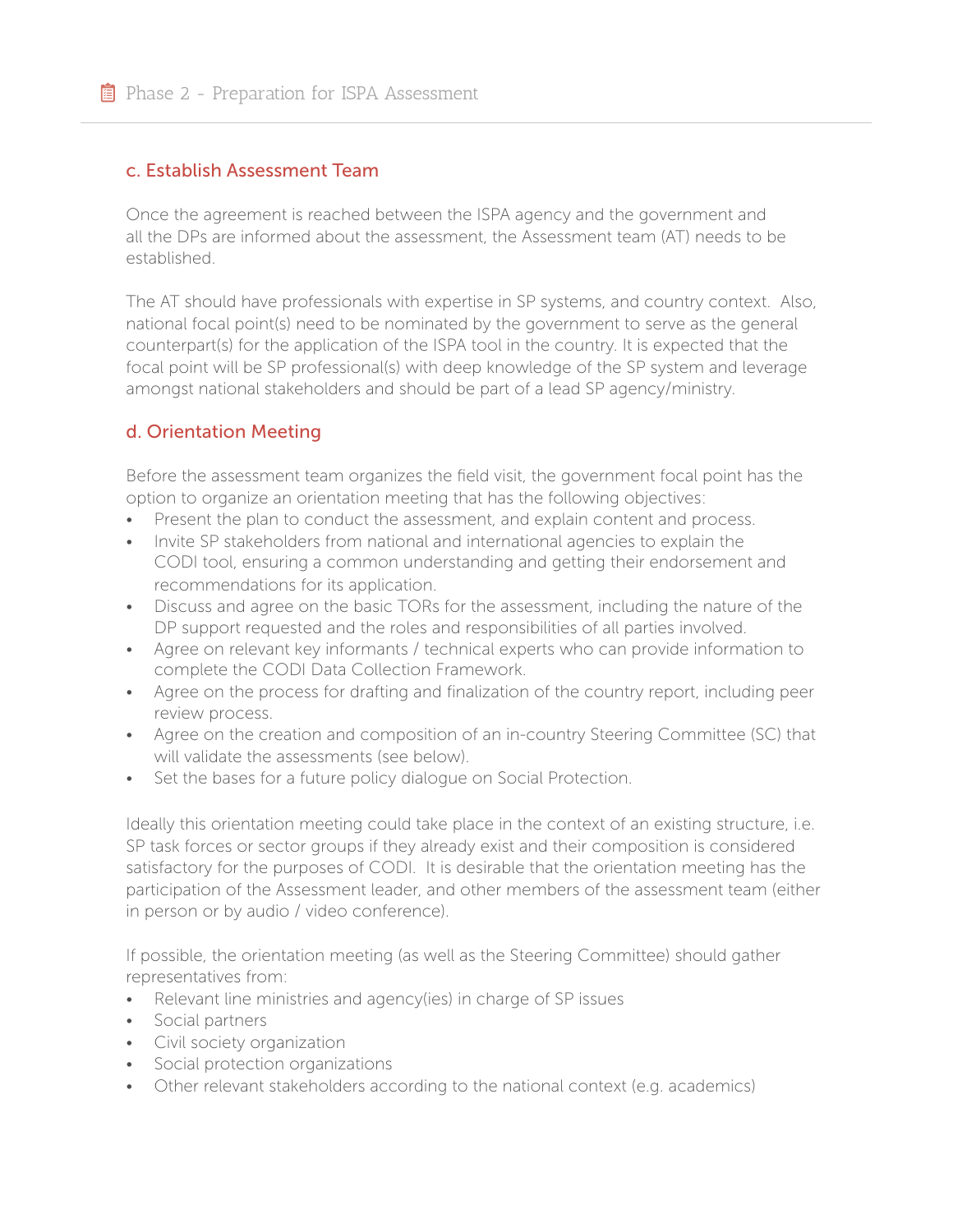## c. Establish Assessment Team

Once the agreement is reached between the ISPA agency and the government and all the DPs are informed about the assessment, the Assessment team (AT) needs to be established.

The AT should have professionals with expertise in SP systems, and country context. Also, national focal point(s) need to be nominated by the government to serve as the general counterpart(s) for the application of the ISPA tool in the country. It is expected that the focal point will be SP professional(s) with deep knowledge of the SP system and leverage amongst national stakeholders and should be part of a lead SP agency/ministry.

## d. Orientation Meeting

Before the assessment team organizes the field visit, the government focal point has the option to organize an orientation meeting that has the following objectives:

- Present the plan to conduct the assessment, and explain content and process.
- Invite SP stakeholders from national and international agencies to explain the CODI tool, ensuring a common understanding and getting their endorsement and recommendations for its application.
- Discuss and agree on the basic TORs for the assessment, including the nature of the DP support requested and the roles and responsibilities of all parties involved.
- Agree on relevant key informants / technical experts who can provide information to complete the CODI Data Collection Framework.
- Agree on the process for drafting and finalization of the country report, including peer review process.
- Agree on the creation and composition of an in-country Steering Committee (SC) that will validate the assessments (see below).
- Set the bases for a future policy dialogue on Social Protection.

Ideally this orientation meeting could take place in the context of an existing structure, i.e. SP task forces or sector groups if they already exist and their composition is considered satisfactory for the purposes of CODI. It is desirable that the orientation meeting has the participation of the Assessment leader, and other members of the assessment team (either in person or by audio / video conference).

If possible, the orientation meeting (as well as the Steering Committee) should gather representatives from:

- Relevant line ministries and agency(ies) in charge of SP issues
- Social partners
- Civil society organization
- Social protection organizations
- Other relevant stakeholders according to the national context (e.g. academics)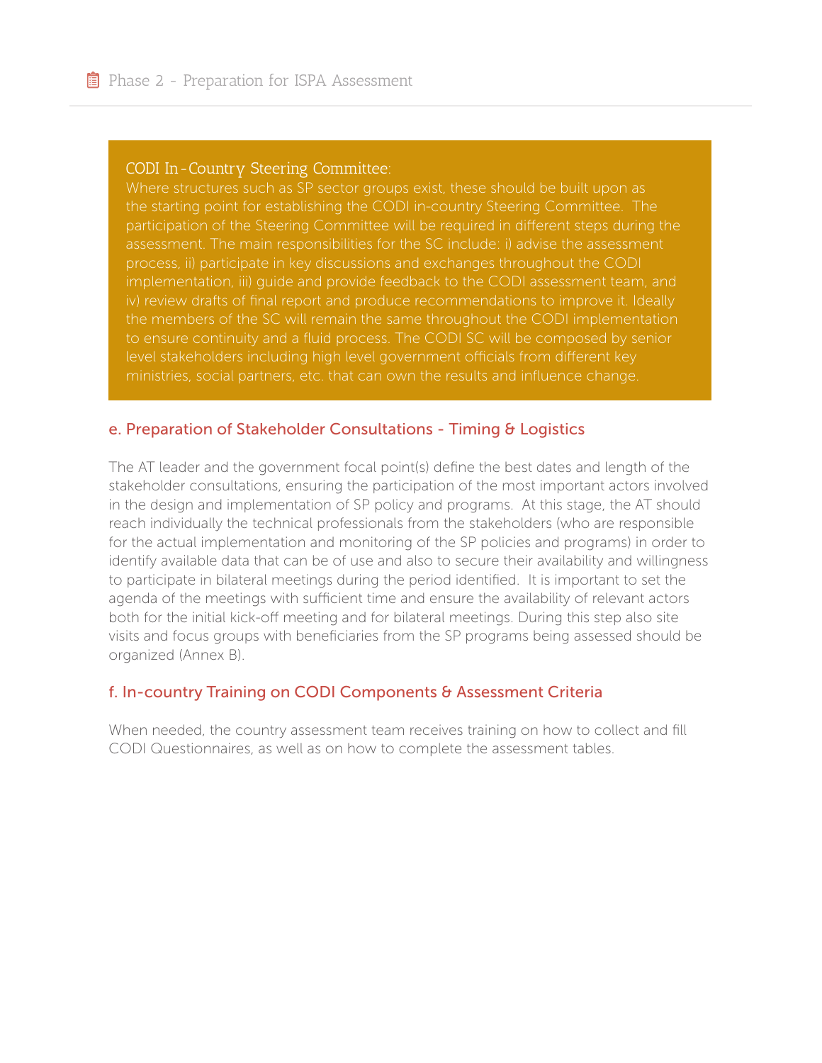**CODI In-Country Steering Committee:**

Where structures such as SP sector groups exist, these should be built upon as the starting point for establishing the CODI in-country Steering Committee. The participation of the Steering Committee will be required in different steps during the assessment. The main responsibilities for the SC include: i) advise the assessment process, ii) participate in key discussions and exchanges throughout the CODI implementation, iii) guide and provide feedback to the CODI assessment team, and iv) review drafts of final report and produce recommendations to improve it. Ideally the members of the SC will remain the same throughout the CODI implementation to ensure continuity and a fluid process. The CODI SC will be composed by senior level stakeholders including high level government officials from different key ministries, social partners, etc. that can own the results and influence change.

### e. Preparation of Stakeholder Consultations - Timing & Logistics

The AT leader and the government focal point(s) define the best dates and length of the stakeholder consultations, ensuring the participation of the most important actors involved in the design and implementation of SP policy and programs. At this stage, the AT should reach individually the technical professionals from the stakeholders (who are responsible for the actual implementation and monitoring of the SP policies and programs) in order to identify available data that can be of use and also to secure their availability and willingness to participate in bilateral meetings during the period identified. It is important to set the agenda of the meetings with sufficient time and ensure the availability of relevant actors both for the initial kick-off meeting and for bilateral meetings. During this step also site visits and focus groups with beneficiaries from the SP programs being assessed should be organized (Annex B).

### f. In-country Training on CODI Components & Assessment Criteria

When needed, the country assessment team receives training on how to collect and fill CODI Questionnaires, as well as on how to complete the assessment tables.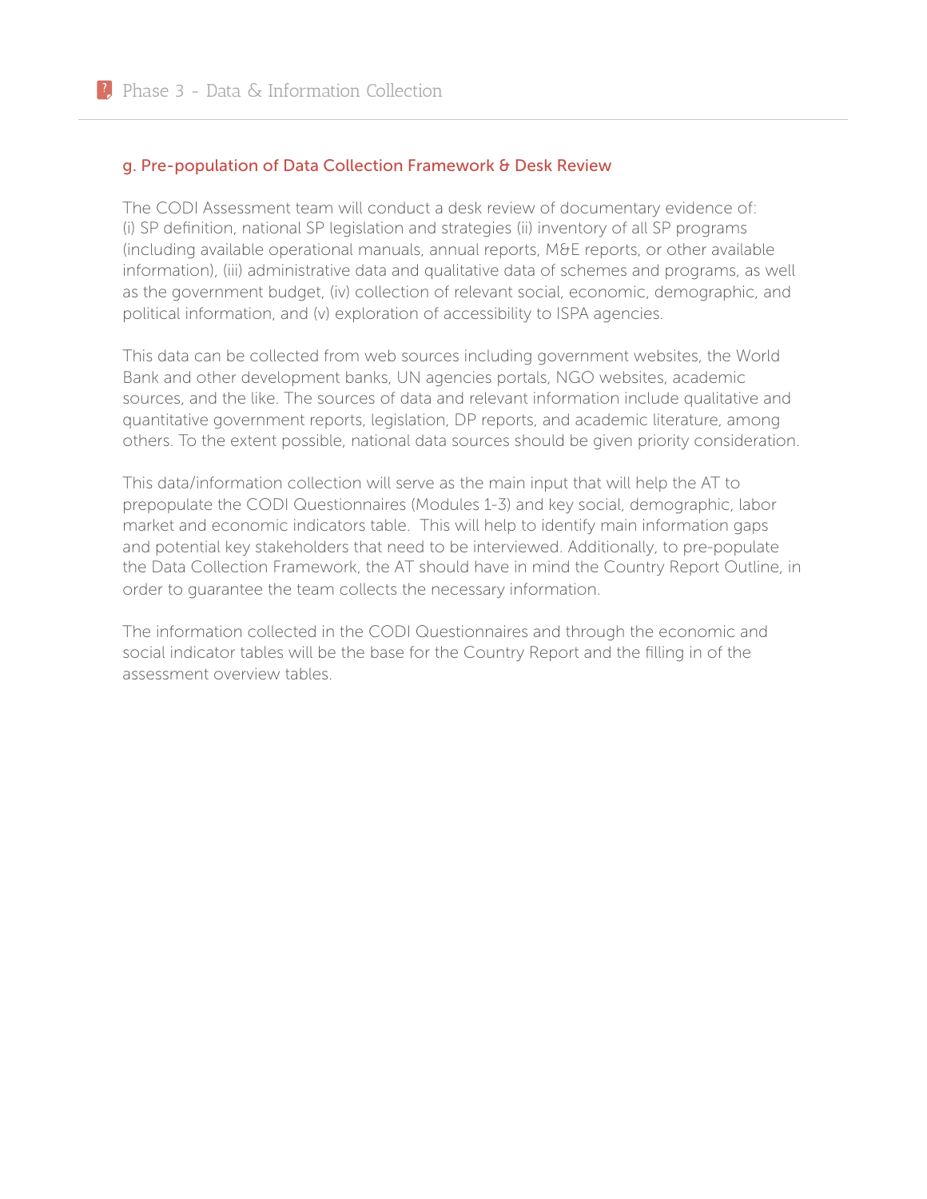## g. Pre-population of Data Collection Framework & Desk Review

The CODI Assessment team will conduct a desk review of documentary evidence of:
(i) SP definition, national SP legislation and strategies (ii) inventory of all SP programs (including available operational manuals, annual reports, M&E reports, or other available information), (iii) administrative data and qualitative data of schemes and programs, as well as the government budget, (iv) collection of relevant social, economic, demographic, and political information, and (v) exploration of accessibility to ISPA agencies.

This data can be collected from web sources including government websites, the World Bank and other development banks, UN agencies portals, NGO websites, academic sources, and the like. The sources of data and relevant information include qualitative and quantitative government reports, legislation, DP reports, and academic literature, among others. To the extent possible, national data sources should be given priority consideration.

This data/information collection will serve as the main input that will help the AT to prepopulate the CODI Questionnaires (Modules 1-3) and key social, demographic, labor market and economic indicators table. This will help to identify main information gaps and potential key stakeholders that need to be interviewed. Additionally, to pre-populate the Data Collection Framework, the AT should have in mind the Country Report Outline, in order to guarantee the team collects the necessary information.

The information collected in the CODI Questionnaires and through the economic and social indicator tables will be the base for the Country Report and the filling in of the assessment overview tables.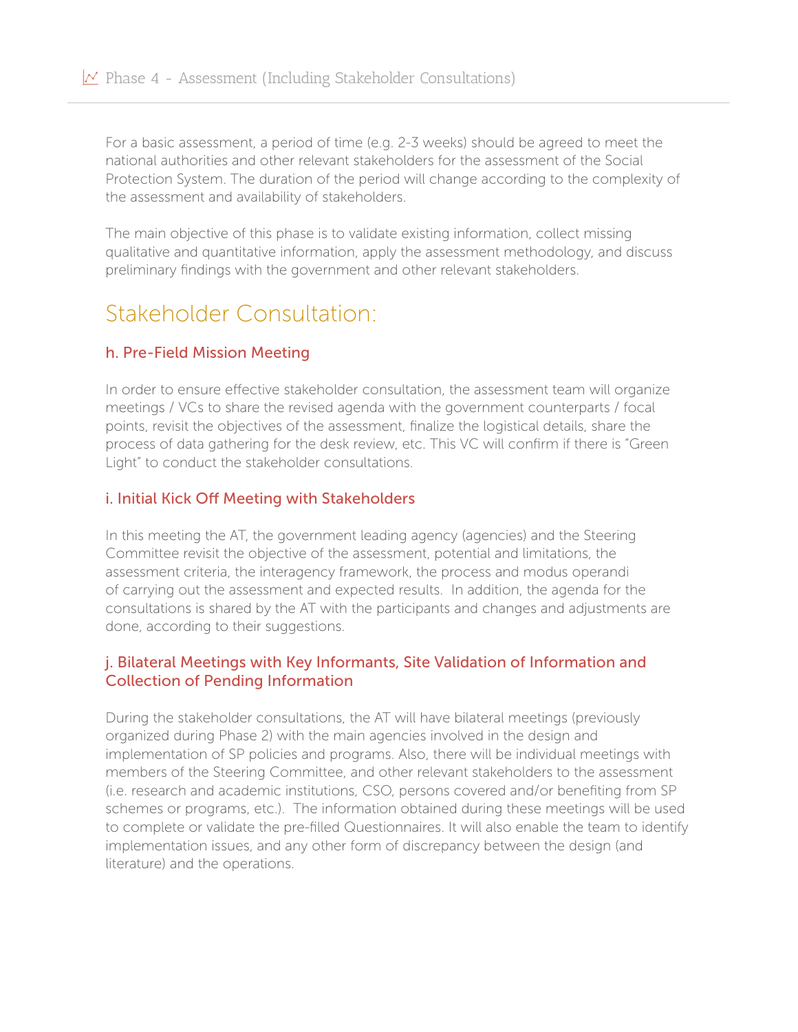For a basic assessment, a period of time (e.g. 2-3 weeks) should be agreed to meet the national authorities and other relevant stakeholders for the assessment of the Social Protection System. The duration of the period will change according to the complexity of the assessment and availability of stakeholders.

The main objective of this phase is to validate existing information, collect missing qualitative and quantitative information, apply the assessment methodology, and discuss preliminary findings with the government and other relevant stakeholders.

## Stakeholder Consultation:

### h. Pre-Field Mission Meeting

In order to ensure effective stakeholder consultation, the assessment team will organize meetings / VCs to share the revised agenda with the government counterparts / focal points, revisit the objectives of the assessment, finalize the logistical details, share the process of data gathering for the desk review, etc. This VC will confirm if there is "Green Light" to conduct the stakeholder consultations.

### i. Initial Kick Off Meeting with Stakeholders

In this meeting the AT, the government leading agency (agencies) and the Steering Committee revisit the objective of the assessment, potential and limitations, the assessment criteria, the interagency framework, the process and modus operandi of carrying out the assessment and expected results. In addition, the agenda for the consultations is shared by the AT with the participants and changes and adjustments are done, according to their suggestions.

### j. Bilateral Meetings with Key Informants, Site Validation of Information and Collection of Pending Information

During the stakeholder consultations, the AT will have bilateral meetings (previously organized during Phase 2) with the main agencies involved in the design and implementation of SP policies and programs. Also, there will be individual meetings with members of the Steering Committee, and other relevant stakeholders to the assessment (i.e. research and academic institutions, CSO, persons covered and/or benefiting from SP schemes or programs, etc.). The information obtained during these meetings will be used to complete or validate the pre-filled Questionnaires. It will also enable the team to identify implementation issues, and any other form of discrepancy between the design (and literature) and the operations.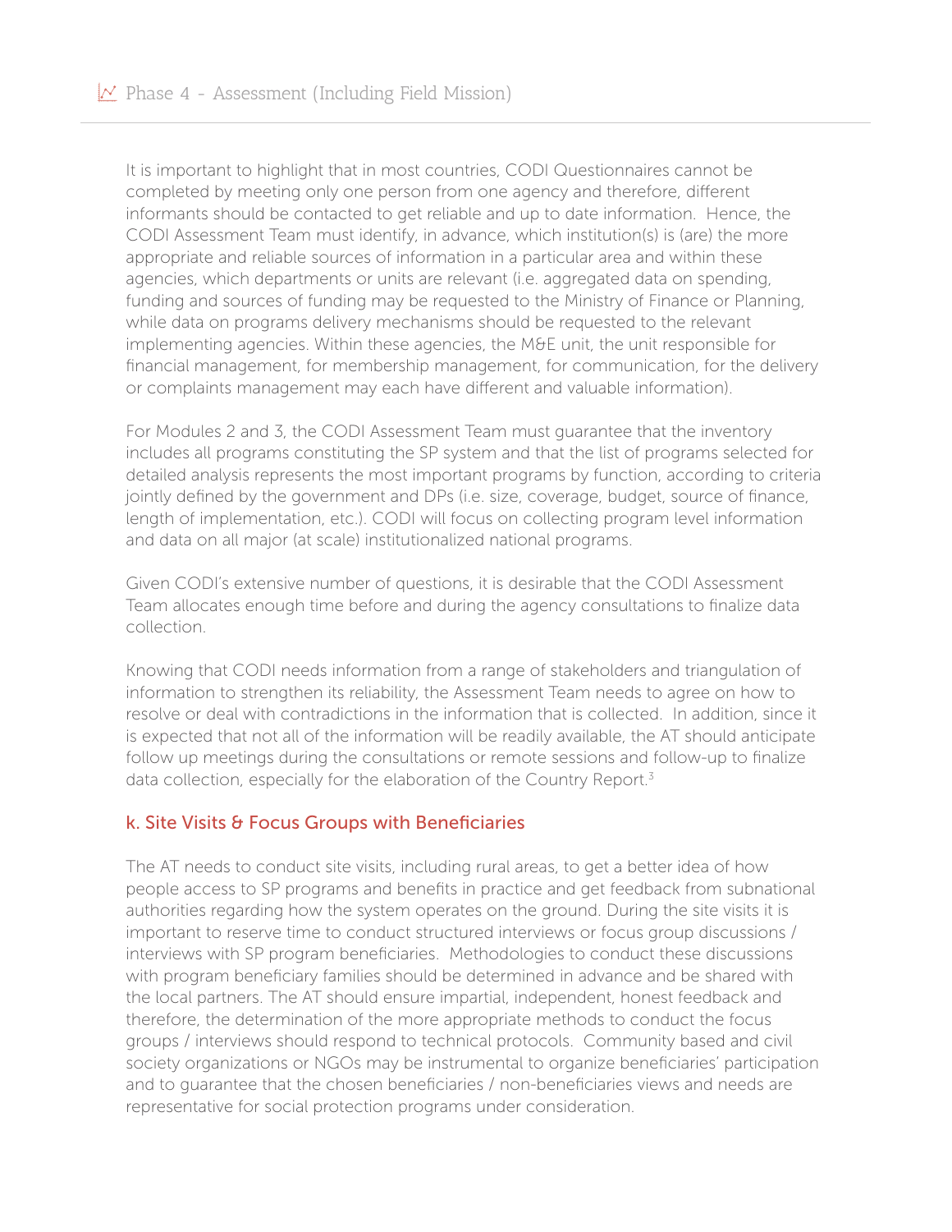It is important to highlight that in most countries, CODI Questionnaires cannot be completed by meeting only one person from one agency and therefore, different informants should be contacted to get reliable and up to date information. Hence, the CODI Assessment Team must identify, in advance, which institution(s) is (are) the more appropriate and reliable sources of information in a particular area and within these agencies, which departments or units are relevant (i.e. aggregated data on spending, funding and sources of funding may be requested to the Ministry of Finance or Planning, while data on programs delivery mechanisms should be requested to the relevant implementing agencies. Within these agencies, the M&E unit, the unit responsible for financial management, for membership management, for communication, for the delivery or complaints management may each have different and valuable information).

For Modules 2 and 3, the CODI Assessment Team must guarantee that the inventory includes all programs constituting the SP system and that the list of programs selected for detailed analysis represents the most important programs by function, according to criteria jointly defined by the government and DPs (i.e. size, coverage, budget, source of finance, length of implementation, etc.). CODI will focus on collecting program level information and data on all major (at scale) institutionalized national programs.

Given CODI's extensive number of questions, it is desirable that the CODI Assessment Team allocates enough time before and during the agency consultations to finalize data collection.

Knowing that CODI needs information from a range of stakeholders and triangulation of information to strengthen its reliability, the Assessment Team needs to agree on how to resolve or deal with contradictions in the information that is collected. In addition, since it is expected that not all of the information will be readily available, the AT should anticipate follow up meetings during the consultations or remote sessions and follow-up to finalize data collection, especially for the elaboration of the Country Report.[3]

### k. Site Visits & Focus Groups with Beneficiaries

The AT needs to conduct site visits, including rural areas, to get a better idea of how people access to SP programs and benefits in practice and get feedback from subnational authorities regarding how the system operates on the ground. During the site visits it is important to reserve time to conduct structured interviews or focus group discussions / interviews with SP program beneficiaries. Methodologies to conduct these discussions with program beneficiary families should be determined in advance and be shared with the local partners. The AT should ensure impartial, independent, honest feedback and therefore, the determination of the more appropriate methods to conduct the focus groups / interviews should respond to technical protocols. Community based and civil society organizations or NGOs may be instrumental to organize beneficiaries' participation and to guarantee that the chosen beneficiaries / non-beneficiaries views and needs are representative for social protection programs under consideration.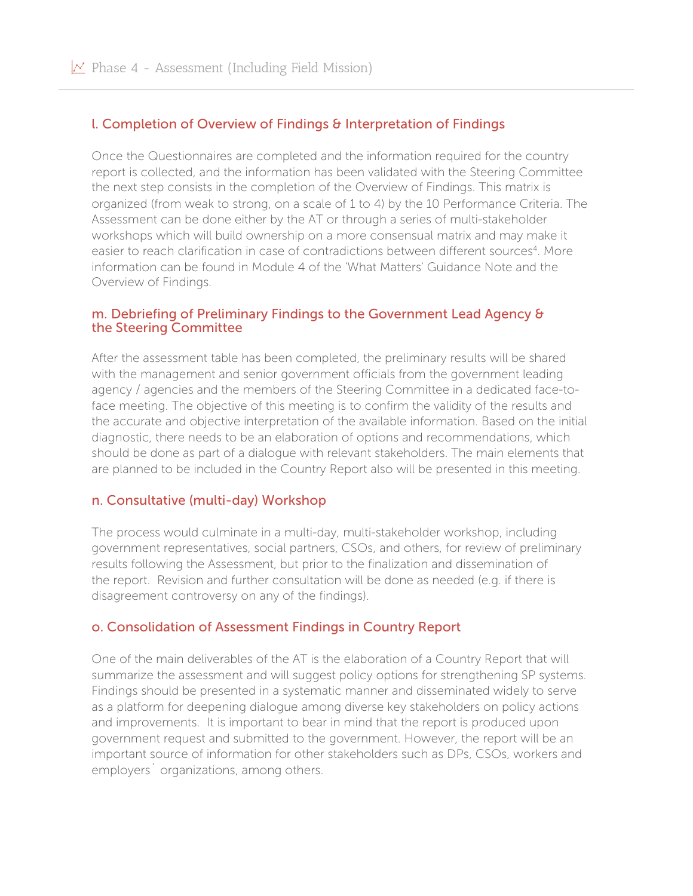### l. Completion of Overview of Findings & Interpretation of Findings

Once the Questionnaires are completed and the information required for the country report is collected, and the information has been validated with the Steering Committee the next step consists in the completion of the Overview of Findings. This matrix is organized (from weak to strong, on a scale of 1 to 4) by the 10 Performance Criteria. The Assessment can be done either by the AT or through a series of multi-stakeholder workshops which will build ownership on a more consensual matrix and may make it easier to reach clarification in case of contradictions between different sources[4]. More information can be found in Module 4 of the 'What Matters' Guidance Note and the Overview of Findings.

### m. Debriefing of Preliminary Findings to the Government Lead Agency & the Steering Committee

After the assessment table has been completed, the preliminary results will be shared with the management and senior government officials from the government leading agency / agencies and the members of the Steering Committee in a dedicated face-to-face meeting. The objective of this meeting is to confirm the validity of the results and the accurate and objective interpretation of the available information. Based on the initial diagnostic, there needs to be an elaboration of options and recommendations, which should be done as part of a dialogue with relevant stakeholders. The main elements that are planned to be included in the Country Report also will be presented in this meeting.

### n. Consultative (multi-day) Workshop

The process would culminate in a multi-day, multi-stakeholder workshop, including government representatives, social partners, CSOs, and others, for review of preliminary results following the Assessment, but prior to the finalization and dissemination of the report.  Revision and further consultation will be done as needed (e.g. if there is disagreement controversy on any of the findings).

### o. Consolidation of Assessment Findings in Country Report

One of the main deliverables of the AT is the elaboration of a Country Report that will summarize the assessment and will suggest policy options for strengthening SP systems. Findings should be presented in a systematic manner and disseminated widely to serve as a platform for deepening dialogue among diverse key stakeholders on policy actions and improvements.  It is important to bear in mind that the report is produced upon government request and submitted to the government. However, the report will be an important source of information for other stakeholders such as DPs, CSOs, workers and employers´ organizations, among others.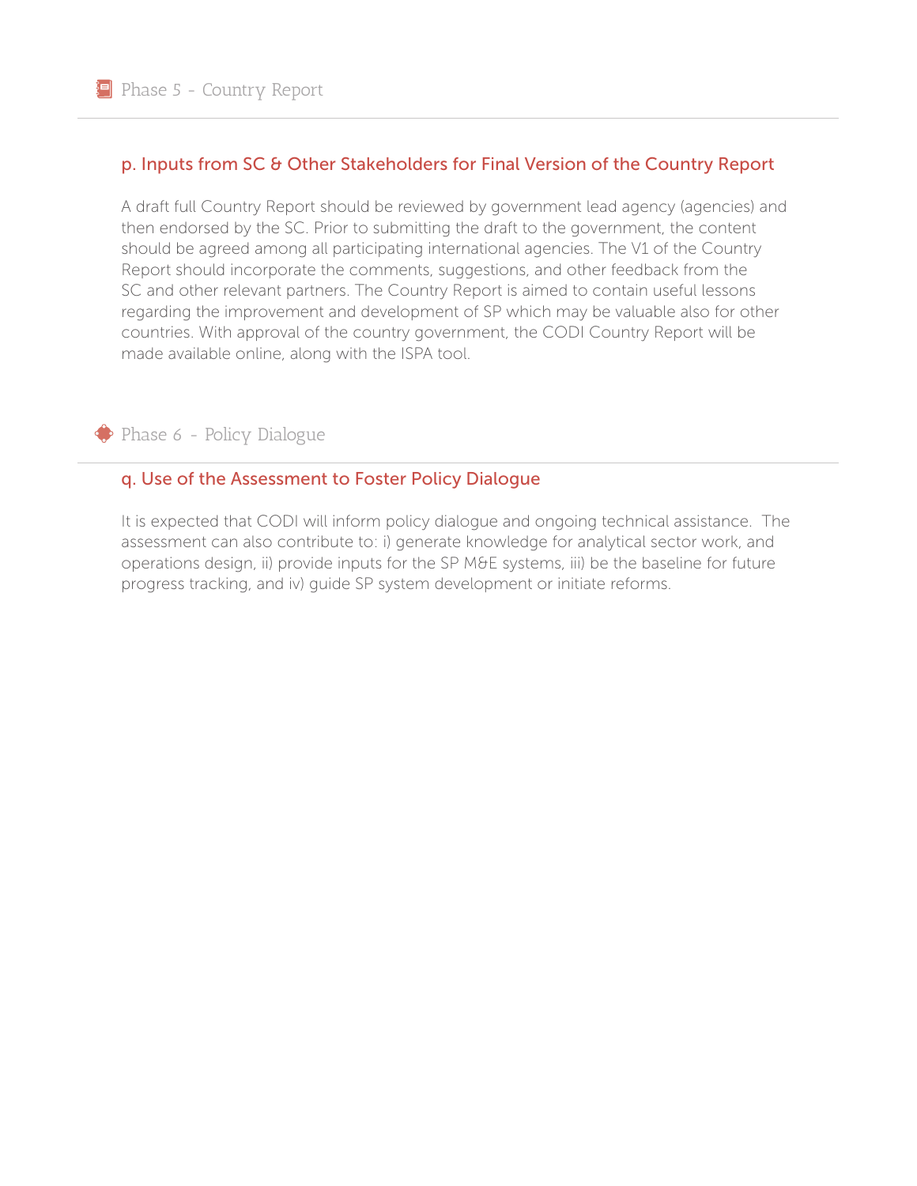## Phase 5 - Country Report

### p. Inputs from SC & Other Stakeholders for Final Version of the Country Report

A draft full Country Report should be reviewed by government lead agency (agencies) and then endorsed by the SC. Prior to submitting the draft to the government, the content should be agreed among all participating international agencies. The V1 of the Country Report should incorporate the comments, suggestions, and other feedback from the SC and other relevant partners. The Country Report is aimed to contain useful lessons regarding the improvement and development of SP which may be valuable also for other countries. With approval of the country government, the CODI Country Report will be made available online, along with the ISPA tool.

## Phase 6 - Policy Dialogue

### q. Use of the Assessment to Foster Policy Dialogue

It is expected that CODI will inform policy dialogue and ongoing technical assistance. The assessment can also contribute to: i) generate knowledge for analytical sector work, and operations design, ii) provide inputs for the SP M&E systems, iii) be the baseline for future progress tracking, and iv) guide SP system development or initiate reforms.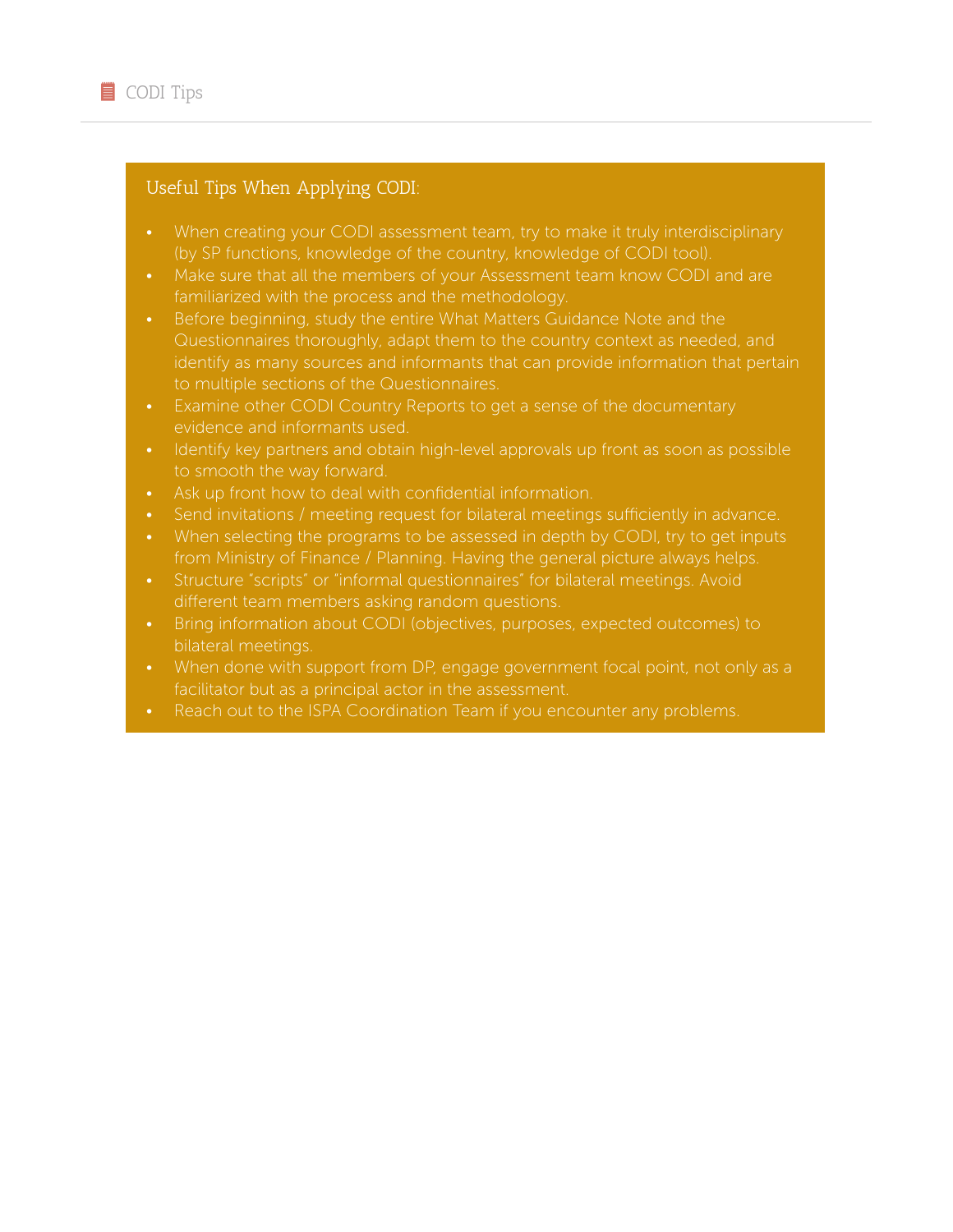## CODI Tips

### Useful Tips When Applying CODI:

- When creating your CODI assessment team, try to make it truly interdisciplinary (by SP functions, knowledge of the country, knowledge of CODI tool).
- Make sure that all the members of your Assessment team know CODI and are familiarized with the process and the methodology.
- Before beginning, study the entire What Matters Guidance Note and the Questionnaires thoroughly, adapt them to the country context as needed, and identify as many sources and informants that can provide information that pertain to multiple sections of the Questionnaires.
- Examine other CODI Country Reports to get a sense of the documentary evidence and informants used.
- Identify key partners and obtain high-level approvals up front as soon as possible to smooth the way forward.
- Ask up front how to deal with confidential information.
- Send invitations / meeting request for bilateral meetings sufficiently in advance.
- When selecting the programs to be assessed in depth by CODI, try to get inputs from Ministry of Finance / Planning. Having the general picture always helps.
- Structure "scripts" or "informal questionnaires" for bilateral meetings. Avoid different team members asking random questions.
- Bring information about CODI (objectives, purposes, expected outcomes) to bilateral meetings.
- When done with support from DP, engage government focal point, not only as a facilitator but as a principal actor in the assessment.
- Reach out to the ISPA Coordination Team if you encounter any problems.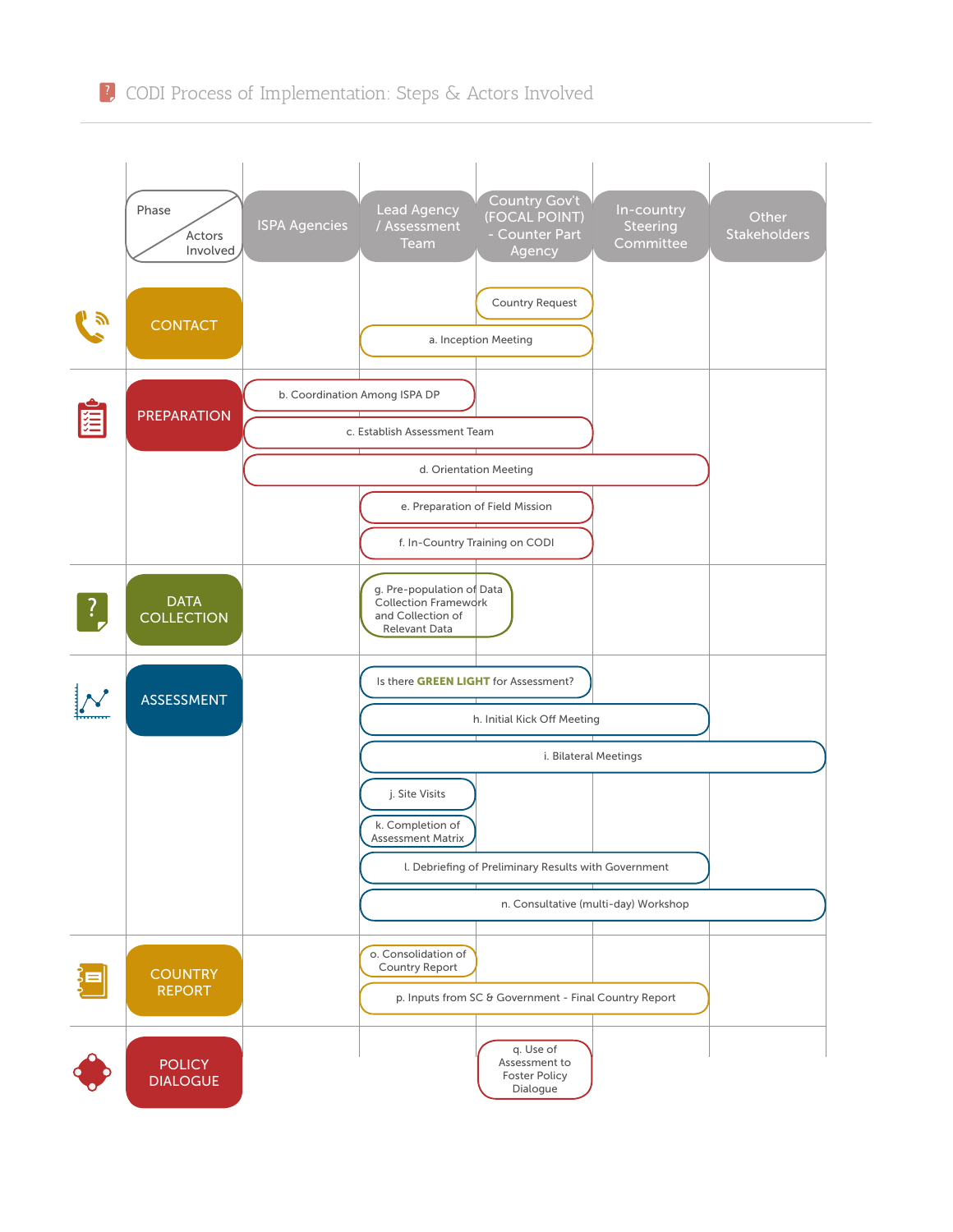# CODI Process of Implementation: Steps & Actors Involved

| Phase / Actors Involved | ISPA Agencies | Lead Agency / Assessment Team | Country Gov't (FOCAL POINT) - Counter Part Agency | In-country Steering Committee | Other Stakeholders |
|---|---|---|---|---|---|
| CONTACT | | | Country Request | | |
| | | a. Inception Meeting | a. Inception Meeting | | |
| PREPARATION | b. Coordination Among ISPA DP | b. Coordination Among ISPA DP | | | |
| | c. Establish Assessment Team | c. Establish Assessment Team | c. Establish Assessment Team | | |
| | d. Orientation Meeting | d. Orientation Meeting | d. Orientation Meeting | d. Orientation Meeting | |
| | | e. Preparation of Field Mission | e. Preparation of Field Mission | | |
| | | f. In-Country Training on CODI | f. In-Country Training on CODI | | |
| DATA COLLECTION | | g. Pre-population of Data Collection Framework and Collection of Relevant Data | | | |
| ASSESSMENT | | Is there **GREEN LIGHT** for Assessment? | Is there **GREEN LIGHT** for Assessment? | | |
| | | h. Initial Kick Off Meeting | h. Initial Kick Off Meeting | h. Initial Kick Off Meeting | |
| | | i. Bilateral Meetings | i. Bilateral Meetings | i. Bilateral Meetings | i. Bilateral Meetings |
| | | j. Site Visits | | | |
| | | k. Completion of Assessment Matrix | | | |
| | | l. Debriefing of Preliminary Results with Government | l. Debriefing of Preliminary Results with Government | l. Debriefing of Preliminary Results with Government | |
| | | n. Consultative (multi-day) Workshop | n. Consultative (multi-day) Workshop | n. Consultative (multi-day) Workshop | n. Consultative (multi-day) Workshop |
| COUNTRY REPORT | | o. Consolidation of Country Report | | | |
| | | p. Inputs from SC & Government - Final Country Report | p. Inputs from SC & Government - Final Country Report | p. Inputs from SC & Government - Final Country Report | |
| POLICY DIALOGUE | | | q. Use of Assessment to Foster Policy Dialogue | | |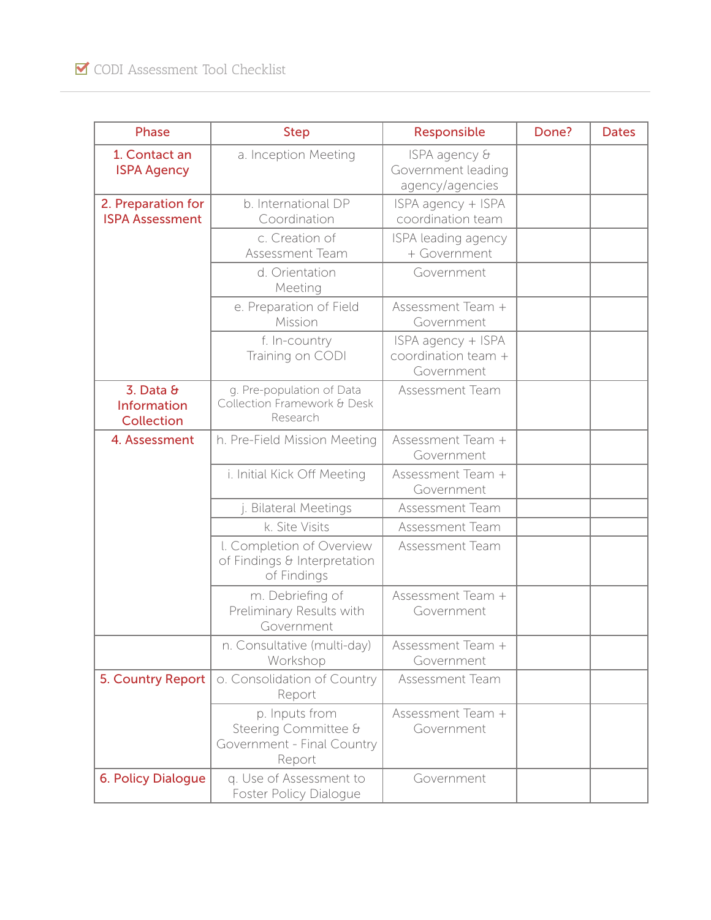## ☑ CODI Assessment Tool Checklist

| Phase | Step | Responsible | Done? | Dates |
|---|---|---|---|---|
| 1. Contact an ISPA Agency | a. Inception Meeting | ISPA agency & Government leading agency/agencies | | |
| 2. Preparation for ISPA Assessment | b. International DP Coordination | ISPA agency + ISPA coordination team | | |
| | c. Creation of Assessment Team | ISPA leading agency + Government | | |
| | d. Orientation Meeting | Government | | |
| | e. Preparation of Field Mission | Assessment Team + Government | | |
| | f. In-country Training on CODI | ISPA agency + ISPA coordination team + Government | | |
| 3. Data & Information Collection | g. Pre-population of Data Collection Framework & Desk Research | Assessment Team | | |
| 4. Assessment | h. Pre-Field Mission Meeting | Assessment Team + Government | | |
| | i. Initial Kick Off Meeting | Assessment Team + Government | | |
| | j. Bilateral Meetings | Assessment Team | | |
| | k. Site Visits | Assessment Team | | |
| | l. Completion of Overview of Findings & Interpretation of Findings | Assessment Team | | |
| | m. Debriefing of Preliminary Results with Government | Assessment Team + Government | | |
| | n. Consultative (multi-day) Workshop | Assessment Team + Government | | |
| 5. Country Report | o. Consolidation of Country Report | Assessment Team | | |
| | p. Inputs from Steering Committee & Government - Final Country Report | Assessment Team + Government | | |
| 6. Policy Dialogue | q. Use of Assessment to Foster Policy Dialogue | Government | | |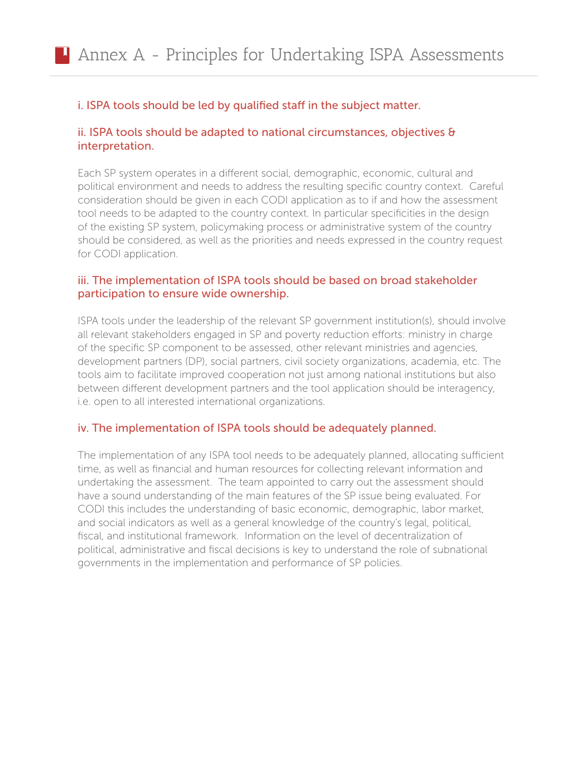# Annex A - Principles for Undertaking ISPA Assessments

### i. ISPA tools should be led by qualified staff in the subject matter.

### ii. ISPA tools should be adapted to national circumstances, objectives & interpretation.

Each SP system operates in a different social, demographic, economic, cultural and political environment and needs to address the resulting specific country context. Careful consideration should be given in each CODI application as to if and how the assessment tool needs to be adapted to the country context. In particular specificities in the design of the existing SP system, policymaking process or administrative system of the country should be considered, as well as the priorities and needs expressed in the country request for CODI application.

### iii. The implementation of ISPA tools should be based on broad stakeholder participation to ensure wide ownership.

ISPA tools under the leadership of the relevant SP government institution(s), should involve all relevant stakeholders engaged in SP and poverty reduction efforts: ministry in charge of the specific SP component to be assessed, other relevant ministries and agencies, development partners (DP), social partners, civil society organizations, academia, etc. The tools aim to facilitate improved cooperation not just among national institutions but also between different development partners and the tool application should be interagency, i.e. open to all interested international organizations.

### iv. The implementation of ISPA tools should be adequately planned.

The implementation of any ISPA tool needs to be adequately planned, allocating sufficient time, as well as financial and human resources for collecting relevant information and undertaking the assessment. The team appointed to carry out the assessment should have a sound understanding of the main features of the SP issue being evaluated. For CODI this includes the understanding of basic economic, demographic, labor market, and social indicators as well as a general knowledge of the country's legal, political, fiscal, and institutional framework. Information on the level of decentralization of political, administrative and fiscal decisions is key to understand the role of subnational governments in the implementation and performance of SP policies.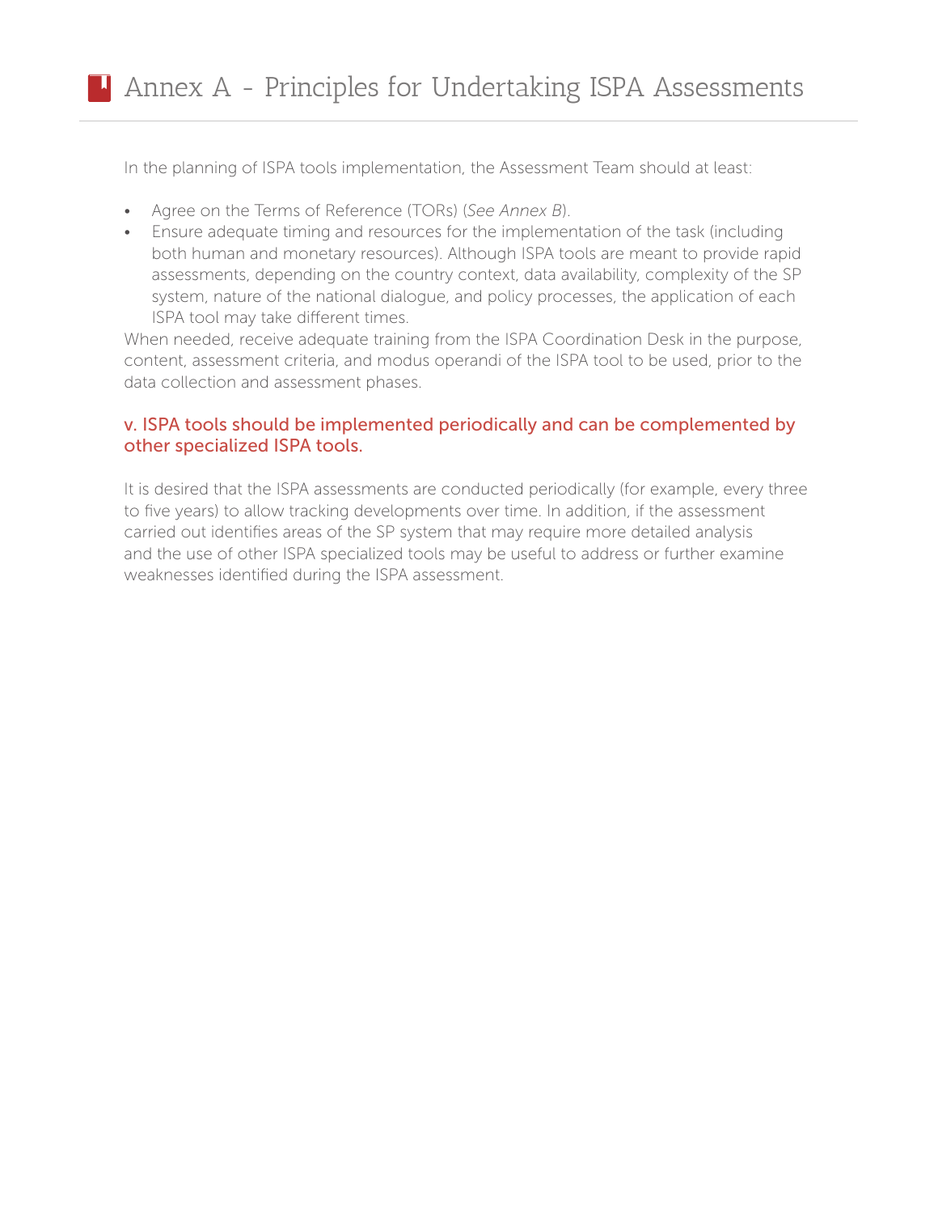# Annex A - Principles for Undertaking ISPA Assessments

In the planning of ISPA tools implementation, the Assessment Team should at least:

- Agree on the Terms of Reference (TORs) (*See Annex B*).
- Ensure adequate timing and resources for the implementation of the task (including both human and monetary resources). Although ISPA tools are meant to provide rapid assessments, depending on the country context, data availability, complexity of the SP system, nature of the national dialogue, and policy processes, the application of each ISPA tool may take different times.

When needed, receive adequate training from the ISPA Coordination Desk in the purpose, content, assessment criteria, and modus operandi of the ISPA tool to be used, prior to the data collection and assessment phases.

### v. ISPA tools should be implemented periodically and can be complemented by other specialized ISPA tools.

It is desired that the ISPA assessments are conducted periodically (for example, every three to five years) to allow tracking developments over time. In addition, if the assessment carried out identifies areas of the SP system that may require more detailed analysis and the use of other ISPA specialized tools may be useful to address or further examine weaknesses identified during the ISPA assessment.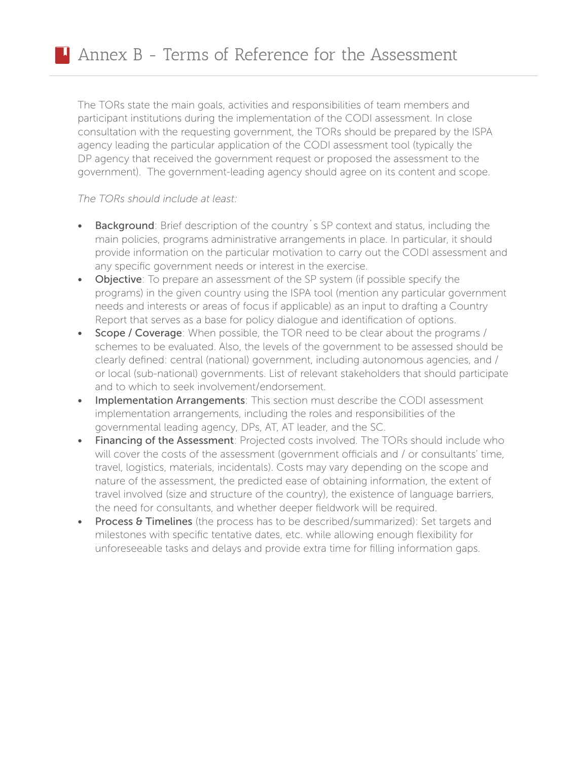# Annex B - Terms of Reference for the Assessment

The TORs state the main goals, activities and responsibilities of team members and participant institutions during the implementation of the CODI assessment. In close consultation with the requesting government, the TORs should be prepared by the ISPA agency leading the particular application of the CODI assessment tool (typically the DP agency that received the government request or proposed the assessment to the government). The government-leading agency should agree on its content and scope.

*The TORs should include at least:*

- **Background**: Brief description of the country´s SP context and status, including the main policies, programs administrative arrangements in place. In particular, it should provide information on the particular motivation to carry out the CODI assessment and any specific government needs or interest in the exercise.
- **Objective**: To prepare an assessment of the SP system (if possible specify the programs) in the given country using the ISPA tool (mention any particular government needs and interests or areas of focus if applicable) as an input to drafting a Country Report that serves as a base for policy dialogue and identification of options.
- **Scope / Coverage**: When possible, the TOR need to be clear about the programs / schemes to be evaluated. Also, the levels of the government to be assessed should be clearly defined: central (national) government, including autonomous agencies, and / or local (sub-national) governments. List of relevant stakeholders that should participate and to which to seek involvement/endorsement.
- **Implementation Arrangements**: This section must describe the CODI assessment implementation arrangements, including the roles and responsibilities of the governmental leading agency, DPs, AT, AT leader, and the SC.
- **Financing of the Assessment**: Projected costs involved. The TORs should include who will cover the costs of the assessment (government officials and / or consultants' time, travel, logistics, materials, incidentals). Costs may vary depending on the scope and nature of the assessment, the predicted ease of obtaining information, the extent of travel involved (size and structure of the country), the existence of language barriers, the need for consultants, and whether deeper fieldwork will be required.
- **Process & Timelines** (the process has to be described/summarized): Set targets and milestones with specific tentative dates, etc. while allowing enough flexibility for unforeseeable tasks and delays and provide extra time for filling information gaps.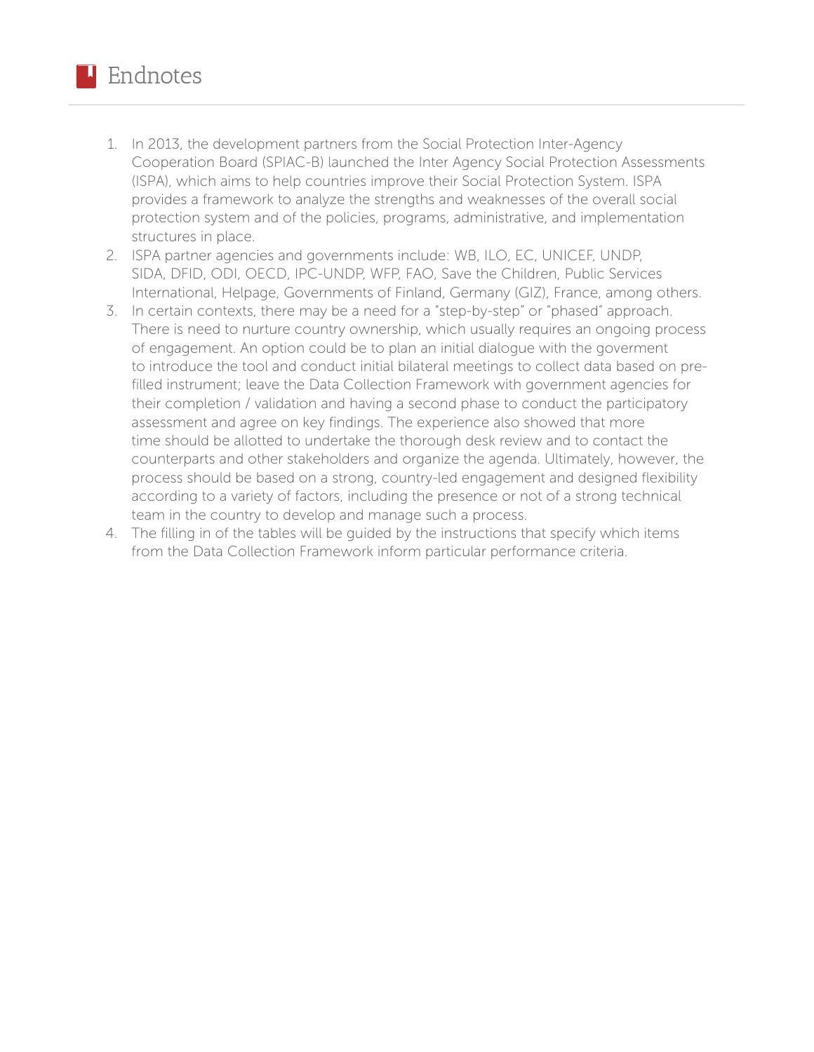# Endnotes

1. In 2013, the development partners from the Social Protection Inter-Agency Cooperation Board (SPIAC-B) launched the Inter Agency Social Protection Assessments (ISPA), which aims to help countries improve their Social Protection System. ISPA provides a framework to analyze the strengths and weaknesses of the overall social protection system and of the policies, programs, administrative, and implementation structures in place.
2. ISPA partner agencies and governments include: WB, ILO, EC, UNICEF, UNDP, SIDA, DFID, ODI, OECD, IPC-UNDP, WFP, FAO, Save the Children, Public Services International, Helpage, Governments of Finland, Germany (GIZ), France, among others.
3. In certain contexts, there may be a need for a "step-by-step" or "phased" approach. There is need to nurture country ownership, which usually requires an ongoing process of engagement. An option could be to plan an initial dialogue with the goverment to introduce the tool and conduct initial bilateral meetings to collect data based on pre-filled instrument; leave the Data Collection Framework with government agencies for their completion / validation and having a second phase to conduct the participatory assessment and agree on key findings. The experience also showed that more time should be allotted to undertake the thorough desk review and to contact the counterparts and other stakeholders and organize the agenda. Ultimately, however, the process should be based on a strong, country-led engagement and designed flexibility according to a variety of factors, including the presence or not of a strong technical team in the country to develop and manage such a process.
4. The filling in of the tables will be guided by the instructions that specify which items from the Data Collection Framework inform particular performance criteria.